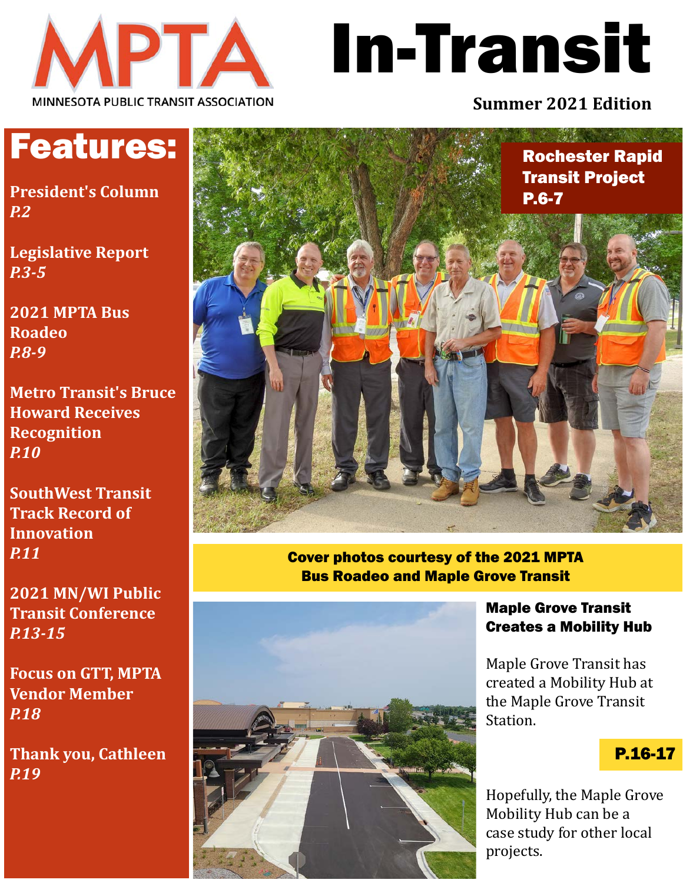MPTA

MINNESOTA PUBLIC TRANSIT ASSOCIATION

# In-Transit

**Summer 2021 Edition**

## Features:

**President's Column**
***P.2***

**Legislative Report**
***P.3-5***

**2021 MPTA Bus Roadeo**
***P.8-9***

**Metro Transit's Bruce Howard Receives Recognition**
***P.10***

**SouthWest Transit Track Record of Innovation**
***P.11***

**2021 MN/WI Public Transit Conference**
***P.13-15***

**Focus on GTT, MPTA Vendor Member**
***P.18***

**Thank you, Cathleen**
***P.19***

**Rochester Rapid Transit Project P.6-7**

**Cover photos courtesy of the 2021 MPTA Bus Roadeo and Maple Grove Transit**

### Maple Grove Transit Creates a Mobility Hub

Maple Grove Transit has created a Mobility Hub at the Maple Grove Transit Station.

**P.16-17**

Hopefully, the Maple Grove Mobility Hub can be a case study for other local projects.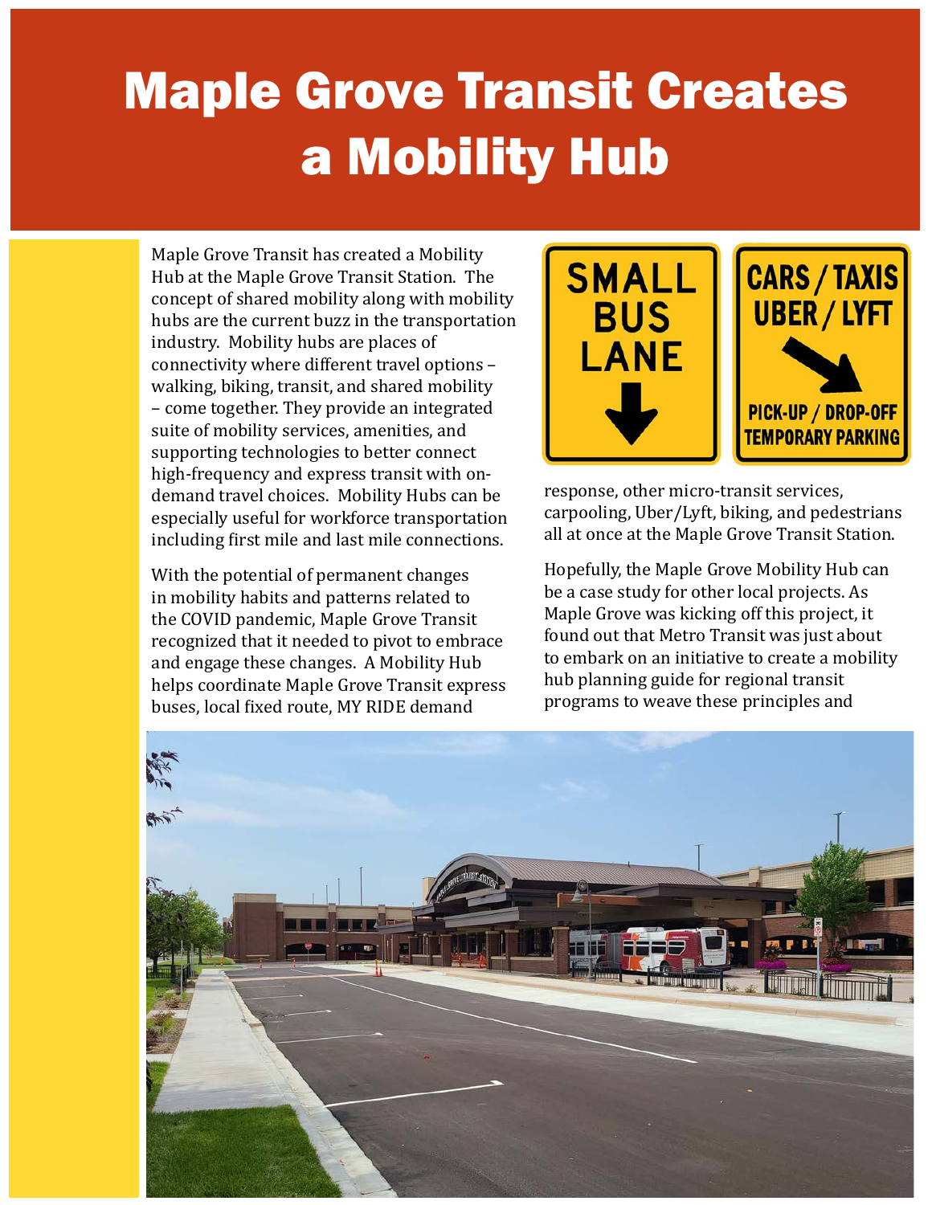# Maple Grove Transit Creates a Mobility Hub

Maple Grove Transit has created a Mobility Hub at the Maple Grove Transit Station. The concept of shared mobility along with mobility hubs are the current buzz in the transportation industry. Mobility hubs are places of connectivity where different travel options – walking, biking, transit, and shared mobility – come together. They provide an integrated suite of mobility services, amenities, and supporting technologies to better connect high-frequency and express transit with on-demand travel choices. Mobility Hubs can be especially useful for workforce transportation including first mile and last mile connections.

With the potential of permanent changes in mobility habits and patterns related to the COVID pandemic, Maple Grove Transit recognized that it needed to pivot to embrace and engage these changes. A Mobility Hub helps coordinate Maple Grove Transit express buses, local fixed route, MY RIDE demand response, other micro-transit services, carpooling, Uber/Lyft, biking, and pedestrians all at once at the Maple Grove Transit Station.

Hopefully, the Maple Grove Mobility Hub can be a case study for other local projects. As Maple Grove was kicking off this project, it found out that Metro Transit was just about to embark on an initiative to create a mobility hub planning guide for regional transit programs to weave these principles and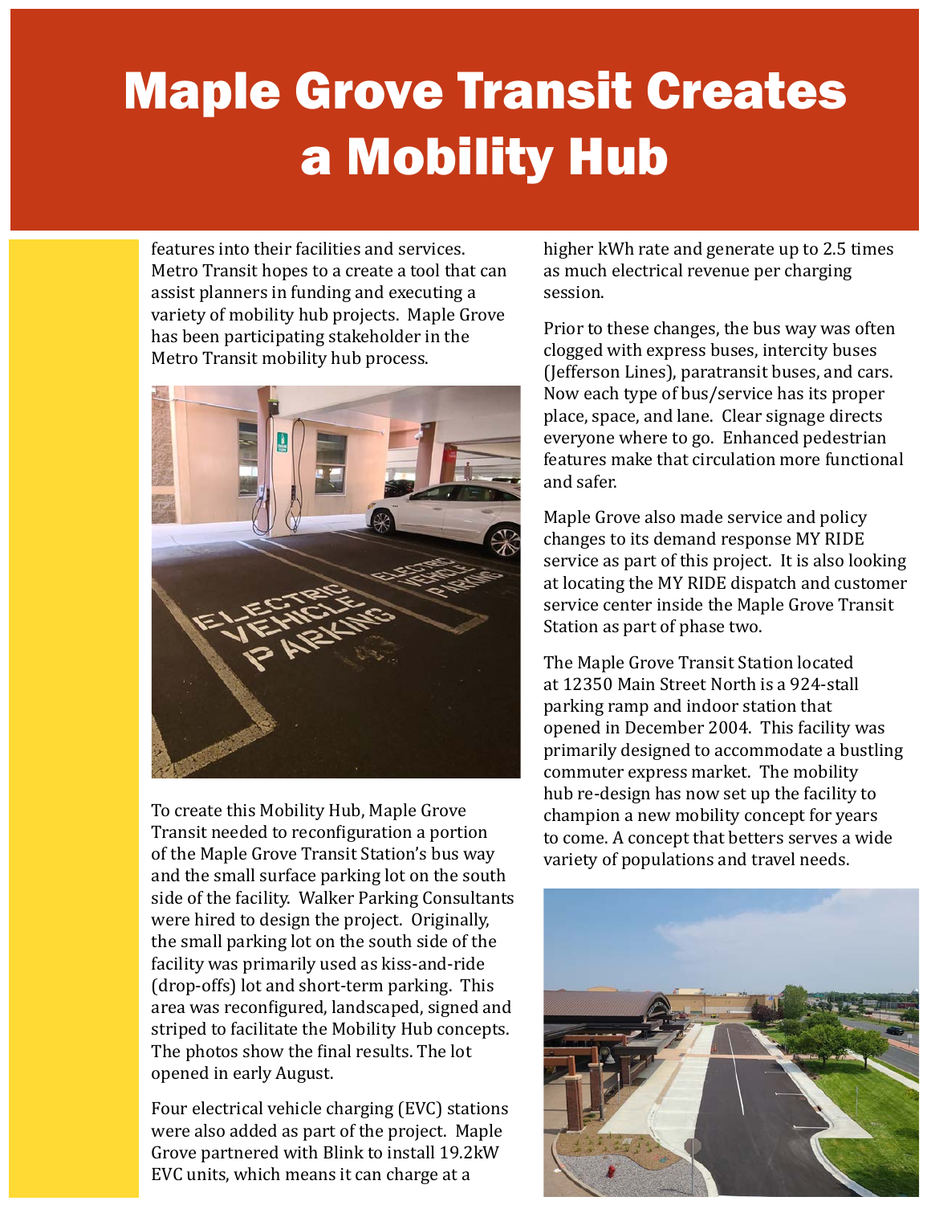# Maple Grove Transit Creates a Mobility Hub

features into their facilities and services. Metro Transit hopes to a create a tool that can assist planners in funding and executing a variety of mobility hub projects. Maple Grove has been participating stakeholder in the Metro Transit mobility hub process.

To create this Mobility Hub, Maple Grove Transit needed to reconfiguration a portion of the Maple Grove Transit Station's bus way and the small surface parking lot on the south side of the facility. Walker Parking Consultants were hired to design the project. Originally, the small parking lot on the south side of the facility was primarily used as kiss-and-ride (drop-offs) lot and short-term parking. This area was reconfigured, landscaped, signed and striped to facilitate the Mobility Hub concepts. The photos show the final results. The lot opened in early August.

Four electrical vehicle charging (EVC) stations were also added as part of the project. Maple Grove partnered with Blink to install 19.2kW EVC units, which means it can charge at a higher kWh rate and generate up to 2.5 times as much electrical revenue per charging session.

Prior to these changes, the bus way was often clogged with express buses, intercity buses (Jefferson Lines), paratransit buses, and cars. Now each type of bus/service has its proper place, space, and lane. Clear signage directs everyone where to go. Enhanced pedestrian features make that circulation more functional and safer.

Maple Grove also made service and policy changes to its demand response MY RIDE service as part of this project. It is also looking at locating the MY RIDE dispatch and customer service center inside the Maple Grove Transit Station as part of phase two.

The Maple Grove Transit Station located at 12350 Main Street North is a 924-stall parking ramp and indoor station that opened in December 2004. This facility was primarily designed to accommodate a bustling commuter express market. The mobility hub re-design has now set up the facility to champion a new mobility concept for years to come. A concept that betters serves a wide variety of populations and travel needs.